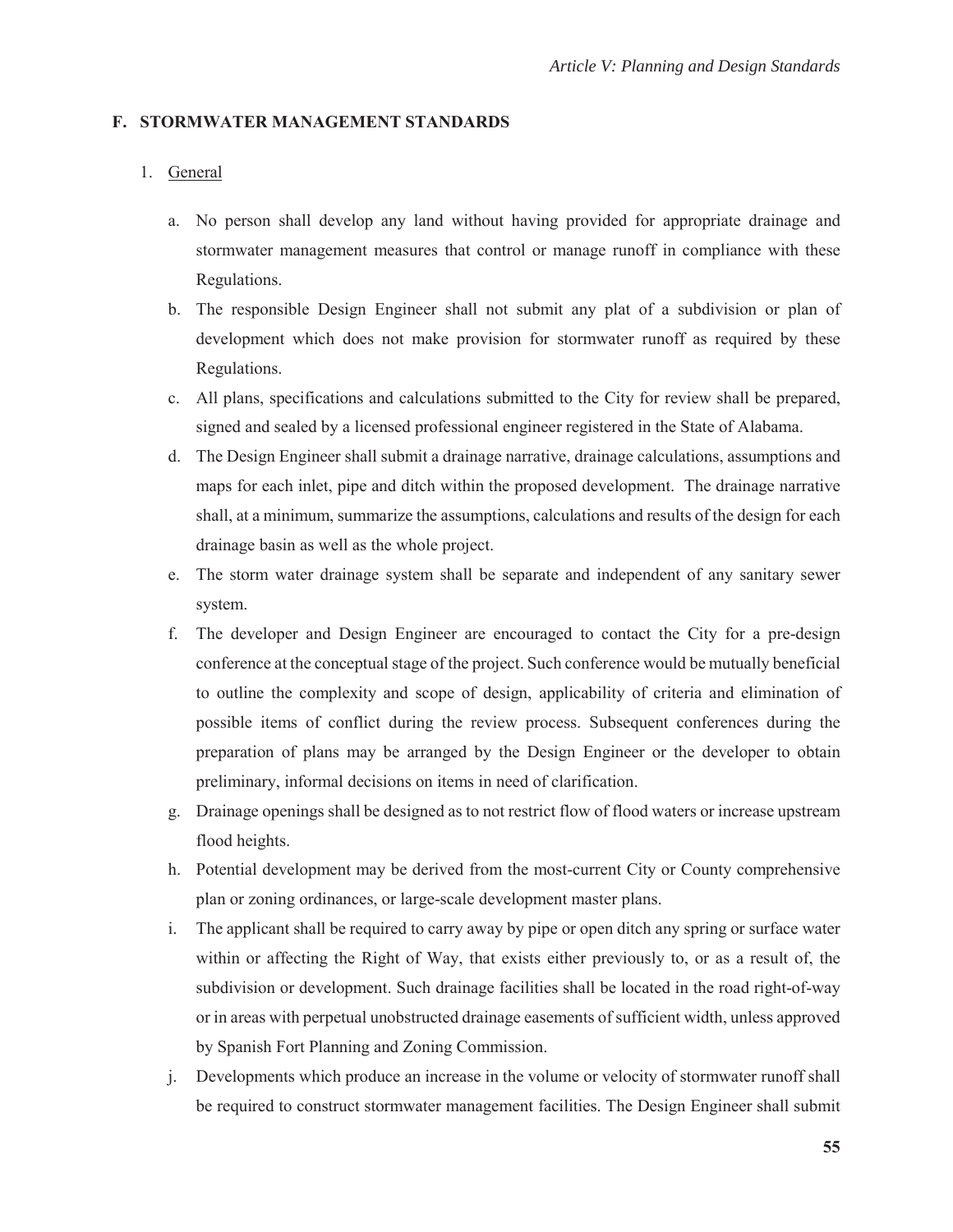## F. STORMWATER MANAGEMENT STANDARDS

1. General

   a. No person shall develop any land without having provided for appropriate drainage and stormwater management measures that control or manage runoff in compliance with these Regulations.

   b. The responsible Design Engineer shall not submit any plat of a subdivision or plan of development which does not make provision for stormwater runoff as required by these Regulations.

   c. All plans, specifications and calculations submitted to the City for review shall be prepared, signed and sealed by a licensed professional engineer registered in the State of Alabama.

   d. The Design Engineer shall submit a drainage narrative, drainage calculations, assumptions and maps for each inlet, pipe and ditch within the proposed development. The drainage narrative shall, at a minimum, summarize the assumptions, calculations and results of the design for each drainage basin as well as the whole project.

   e. The storm water drainage system shall be separate and independent of any sanitary sewer system.

   f. The developer and Design Engineer are encouraged to contact the City for a pre-design conference at the conceptual stage of the project. Such conference would be mutually beneficial to outline the complexity and scope of design, applicability of criteria and elimination of possible items of conflict during the review process. Subsequent conferences during the preparation of plans may be arranged by the Design Engineer or the developer to obtain preliminary, informal decisions on items in need of clarification.

   g. Drainage openings shall be designed as to not restrict flow of flood waters or increase upstream flood heights.

   h. Potential development may be derived from the most-current City or County comprehensive plan or zoning ordinances, or large-scale development master plans.

   i. The applicant shall be required to carry away by pipe or open ditch any spring or surface water within or affecting the Right of Way, that exists either previously to, or as a result of, the subdivision or development. Such drainage facilities shall be located in the road right-of-way or in areas with perpetual unobstructed drainage easements of sufficient width, unless approved by Spanish Fort Planning and Zoning Commission.

   j. Developments which produce an increase in the volume or velocity of stormwater runoff shall be required to construct stormwater management facilities. The Design Engineer shall submit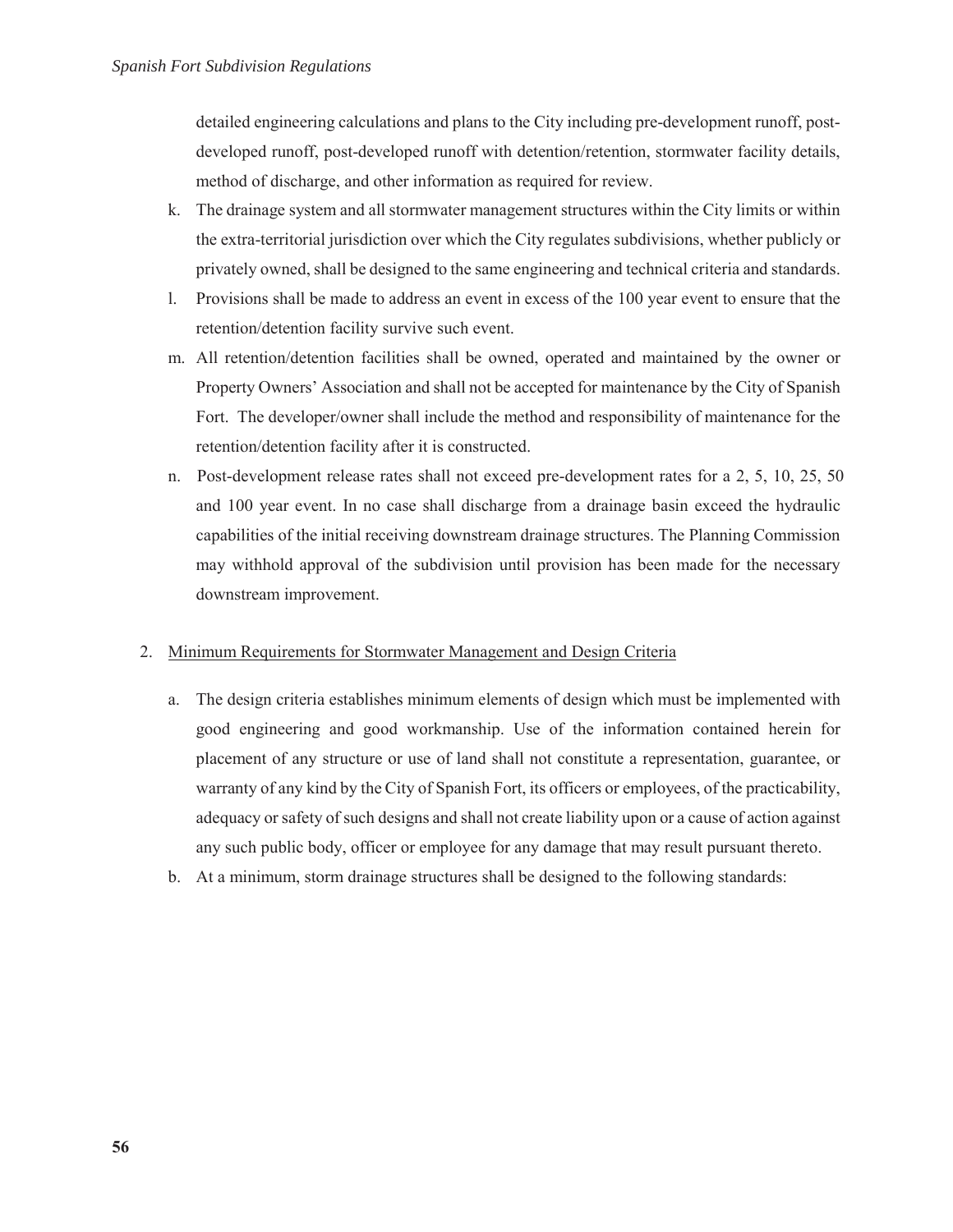detailed engineering calculations and plans to the City including pre-development runoff, post-developed runoff, post-developed runoff with detention/retention, stormwater facility details, method of discharge, and other information as required for review.

k. The drainage system and all stormwater management structures within the City limits or within the extra-territorial jurisdiction over which the City regulates subdivisions, whether publicly or privately owned, shall be designed to the same engineering and technical criteria and standards.

l. Provisions shall be made to address an event in excess of the 100 year event to ensure that the retention/detention facility survive such event.

m. All retention/detention facilities shall be owned, operated and maintained by the owner or Property Owners' Association and shall not be accepted for maintenance by the City of Spanish Fort. The developer/owner shall include the method and responsibility of maintenance for the retention/detention facility after it is constructed.

n. Post-development release rates shall not exceed pre-development rates for a 2, 5, 10, 25, 50 and 100 year event. In no case shall discharge from a drainage basin exceed the hydraulic capabilities of the initial receiving downstream drainage structures. The Planning Commission may withhold approval of the subdivision until provision has been made for the necessary downstream improvement.

2. <u>Minimum Requirements for Stormwater Management and Design Criteria</u>

   a. The design criteria establishes minimum elements of design which must be implemented with good engineering and good workmanship. Use of the information contained herein for placement of any structure or use of land shall not constitute a representation, guarantee, or warranty of any kind by the City of Spanish Fort, its officers or employees, of the practicability, adequacy or safety of such designs and shall not create liability upon or a cause of action against any such public body, officer or employee for any damage that may result pursuant thereto.

   b. At a minimum, storm drainage structures shall be designed to the following standards: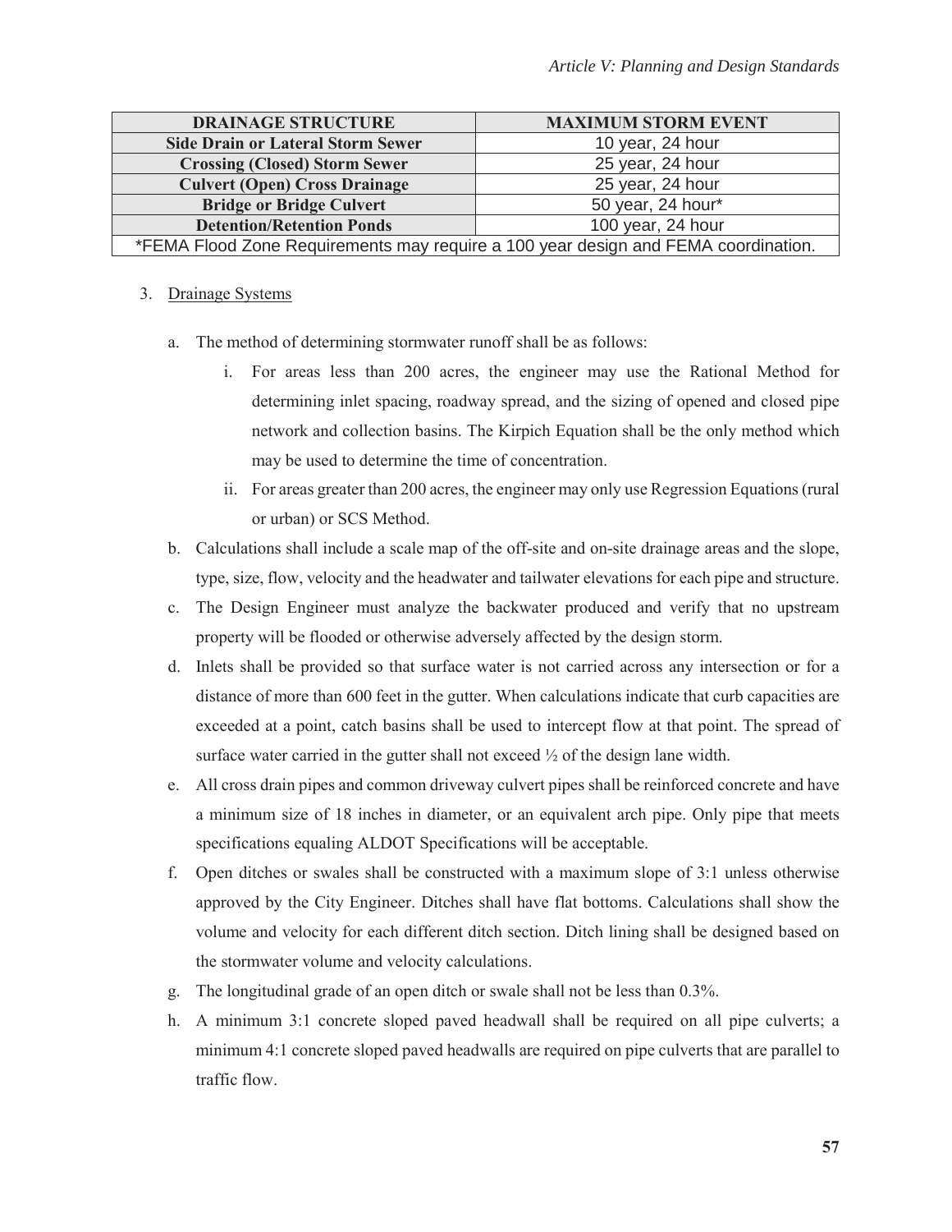| DRAINAGE STRUCTURE | MAXIMUM STORM EVENT |
|---|---|
| **Side Drain or Lateral Storm Sewer** | 10 year, 24 hour |
| **Crossing (Closed) Storm Sewer** | 25 year, 24 hour |
| **Culvert (Open) Cross Drainage** | 25 year, 24 hour |
| **Bridge or Bridge Culvert** | 50 year, 24 hour* |
| **Detention/Retention Ponds** | 100 year, 24 hour |
| *FEMA Flood Zone Requirements may require a 100 year design and FEMA coordination. | |

3. Drainage Systems

   a. The method of determining stormwater runoff shall be as follows:

      i. For areas less than 200 acres, the engineer may use the Rational Method for determining inlet spacing, roadway spread, and the sizing of opened and closed pipe network and collection basins. The Kirpich Equation shall be the only method which may be used to determine the time of concentration.

      ii. For areas greater than 200 acres, the engineer may only use Regression Equations (rural or urban) or SCS Method.

   b. Calculations shall include a scale map of the off-site and on-site drainage areas and the slope, type, size, flow, velocity and the headwater and tailwater elevations for each pipe and structure.

   c. The Design Engineer must analyze the backwater produced and verify that no upstream property will be flooded or otherwise adversely affected by the design storm.

   d. Inlets shall be provided so that surface water is not carried across any intersection or for a distance of more than 600 feet in the gutter. When calculations indicate that curb capacities are exceeded at a point, catch basins shall be used to intercept flow at that point. The spread of surface water carried in the gutter shall not exceed ½ of the design lane width.

   e. All cross drain pipes and common driveway culvert pipes shall be reinforced concrete and have a minimum size of 18 inches in diameter, or an equivalent arch pipe. Only pipe that meets specifications equaling ALDOT Specifications will be acceptable.

   f. Open ditches or swales shall be constructed with a maximum slope of 3:1 unless otherwise approved by the City Engineer. Ditches shall have flat bottoms. Calculations shall show the volume and velocity for each different ditch section. Ditch lining shall be designed based on the stormwater volume and velocity calculations.

   g. The longitudinal grade of an open ditch or swale shall not be less than 0.3%.

   h. A minimum 3:1 concrete sloped paved headwall shall be required on all pipe culverts; a minimum 4:1 concrete sloped paved headwalls are required on pipe culverts that are parallel to traffic flow.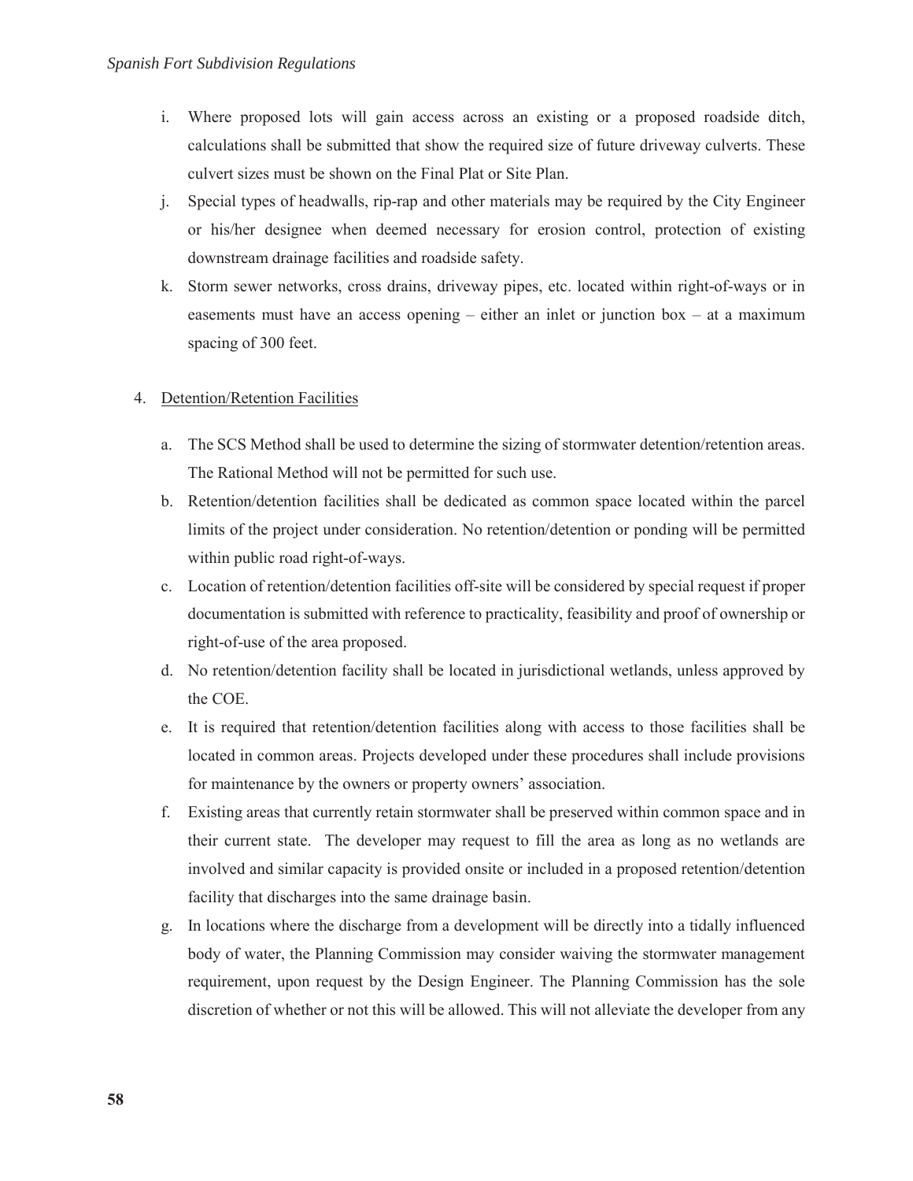i. Where proposed lots will gain access across an existing or a proposed roadside ditch, calculations shall be submitted that show the required size of future driveway culverts. These culvert sizes must be shown on the Final Plat or Site Plan.

j. Special types of headwalls, rip-rap and other materials may be required by the City Engineer or his/her designee when deemed necessary for erosion control, protection of existing downstream drainage facilities and roadside safety.

k. Storm sewer networks, cross drains, driveway pipes, etc. located within right-of-ways or in easements must have an access opening – either an inlet or junction box – at a maximum spacing of 300 feet.

4. <u>Detention/Retention Facilities</u>

a. The SCS Method shall be used to determine the sizing of stormwater detention/retention areas. The Rational Method will not be permitted for such use.

b. Retention/detention facilities shall be dedicated as common space located within the parcel limits of the project under consideration. No retention/detention or ponding will be permitted within public road right-of-ways.

c. Location of retention/detention facilities off-site will be considered by special request if proper documentation is submitted with reference to practicality, feasibility and proof of ownership or right-of-use of the area proposed.

d. No retention/detention facility shall be located in jurisdictional wetlands, unless approved by the COE.

e. It is required that retention/detention facilities along with access to those facilities shall be located in common areas. Projects developed under these procedures shall include provisions for maintenance by the owners or property owners' association.

f. Existing areas that currently retain stormwater shall be preserved within common space and in their current state. The developer may request to fill the area as long as no wetlands are involved and similar capacity is provided onsite or included in a proposed retention/detention facility that discharges into the same drainage basin.

g. In locations where the discharge from a development will be directly into a tidally influenced body of water, the Planning Commission may consider waiving the stormwater management requirement, upon request by the Design Engineer. The Planning Commission has the sole discretion of whether or not this will be allowed. This will not alleviate the developer from any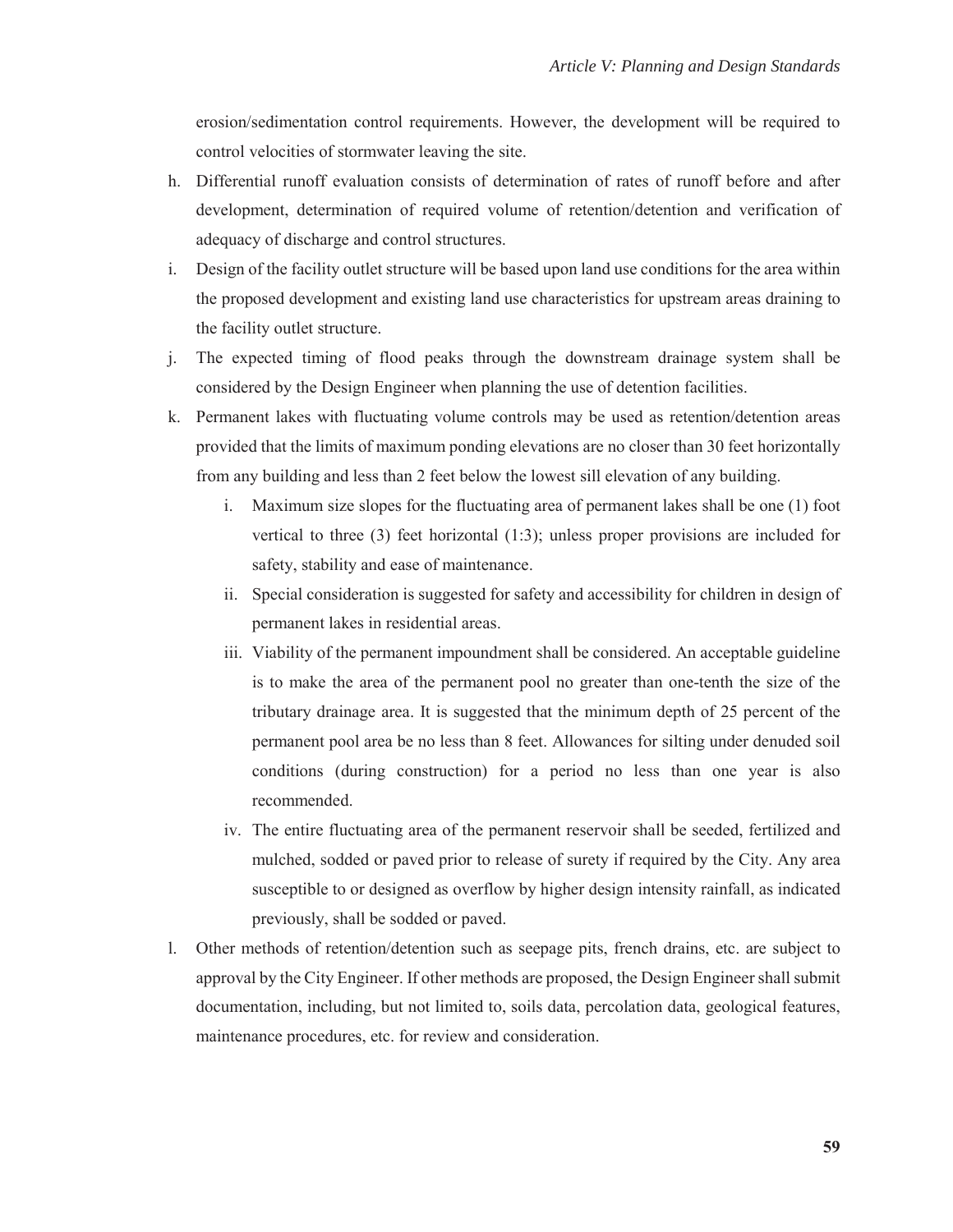erosion/sedimentation control requirements. However, the development will be required to control velocities of stormwater leaving the site.

h. Differential runoff evaluation consists of determination of rates of runoff before and after development, determination of required volume of retention/detention and verification of adequacy of discharge and control structures.

i. Design of the facility outlet structure will be based upon land use conditions for the area within the proposed development and existing land use characteristics for upstream areas draining to the facility outlet structure.

j. The expected timing of flood peaks through the downstream drainage system shall be considered by the Design Engineer when planning the use of detention facilities.

k. Permanent lakes with fluctuating volume controls may be used as retention/detention areas provided that the limits of maximum ponding elevations are no closer than 30 feet horizontally from any building and less than 2 feet below the lowest sill elevation of any building.

   i. Maximum size slopes for the fluctuating area of permanent lakes shall be one (1) foot vertical to three (3) feet horizontal (1:3); unless proper provisions are included for safety, stability and ease of maintenance.

   ii. Special consideration is suggested for safety and accessibility for children in design of permanent lakes in residential areas.

   iii. Viability of the permanent impoundment shall be considered. An acceptable guideline is to make the area of the permanent pool no greater than one-tenth the size of the tributary drainage area. It is suggested that the minimum depth of 25 percent of the permanent pool area be no less than 8 feet. Allowances for silting under denuded soil conditions (during construction) for a period no less than one year is also recommended.

   iv. The entire fluctuating area of the permanent reservoir shall be seeded, fertilized and mulched, sodded or paved prior to release of surety if required by the City. Any area susceptible to or designed as overflow by higher design intensity rainfall, as indicated previously, shall be sodded or paved.

l. Other methods of retention/detention such as seepage pits, french drains, etc. are subject to approval by the City Engineer. If other methods are proposed, the Design Engineer shall submit documentation, including, but not limited to, soils data, percolation data, geological features, maintenance procedures, etc. for review and consideration.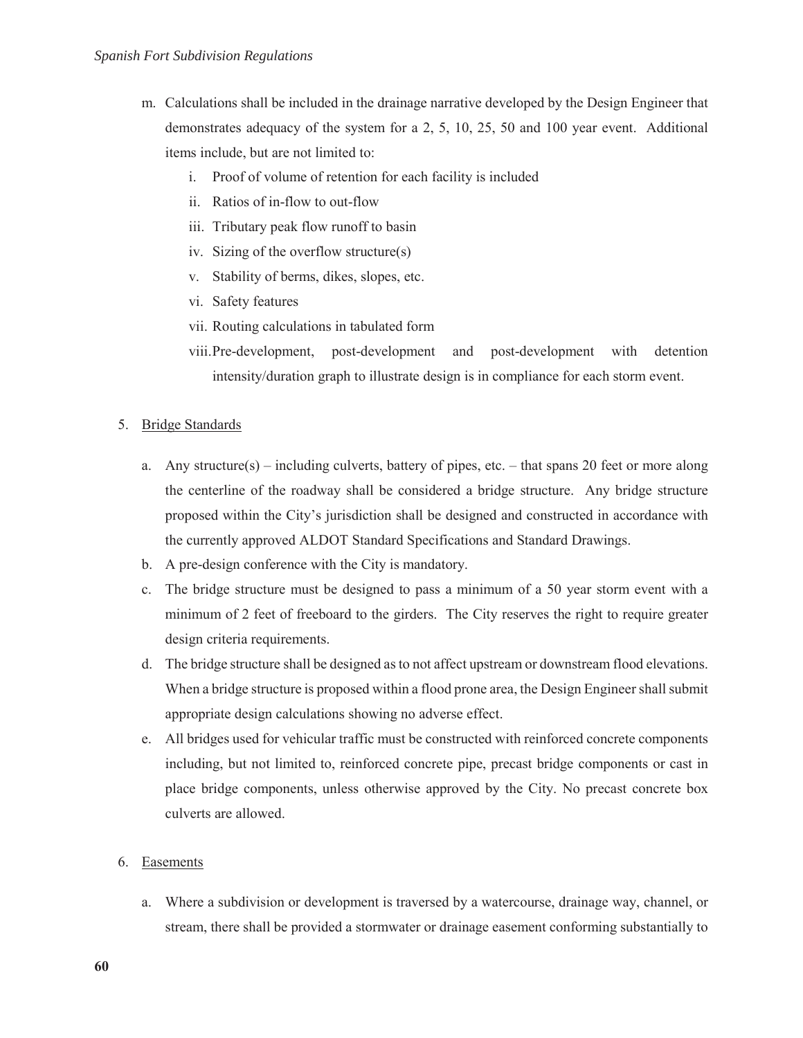m. Calculations shall be included in the drainage narrative developed by the Design Engineer that demonstrates adequacy of the system for a 2, 5, 10, 25, 50 and 100 year event. Additional items include, but are not limited to:

   i. Proof of volume of retention for each facility is included
   ii. Ratios of in-flow to out-flow
   iii. Tributary peak flow runoff to basin
   iv. Sizing of the overflow structure(s)
   v. Stability of berms, dikes, slopes, etc.
   vi. Safety features
   vii. Routing calculations in tabulated form
   viii. Pre-development, post-development and post-development with detention intensity/duration graph to illustrate design is in compliance for each storm event.

5. Bridge Standards

   a. Any structure(s) – including culverts, battery of pipes, etc. – that spans 20 feet or more along the centerline of the roadway shall be considered a bridge structure. Any bridge structure proposed within the City's jurisdiction shall be designed and constructed in accordance with the currently approved ALDOT Standard Specifications and Standard Drawings.
   b. A pre-design conference with the City is mandatory.
   c. The bridge structure must be designed to pass a minimum of a 50 year storm event with a minimum of 2 feet of freeboard to the girders. The City reserves the right to require greater design criteria requirements.
   d. The bridge structure shall be designed as to not affect upstream or downstream flood elevations. When a bridge structure is proposed within a flood prone area, the Design Engineer shall submit appropriate design calculations showing no adverse effect.
   e. All bridges used for vehicular traffic must be constructed with reinforced concrete components including, but not limited to, reinforced concrete pipe, precast bridge components or cast in place bridge components, unless otherwise approved by the City. No precast concrete box culverts are allowed.

6. Easements

   a. Where a subdivision or development is traversed by a watercourse, drainage way, channel, or stream, there shall be provided a stormwater or drainage easement conforming substantially to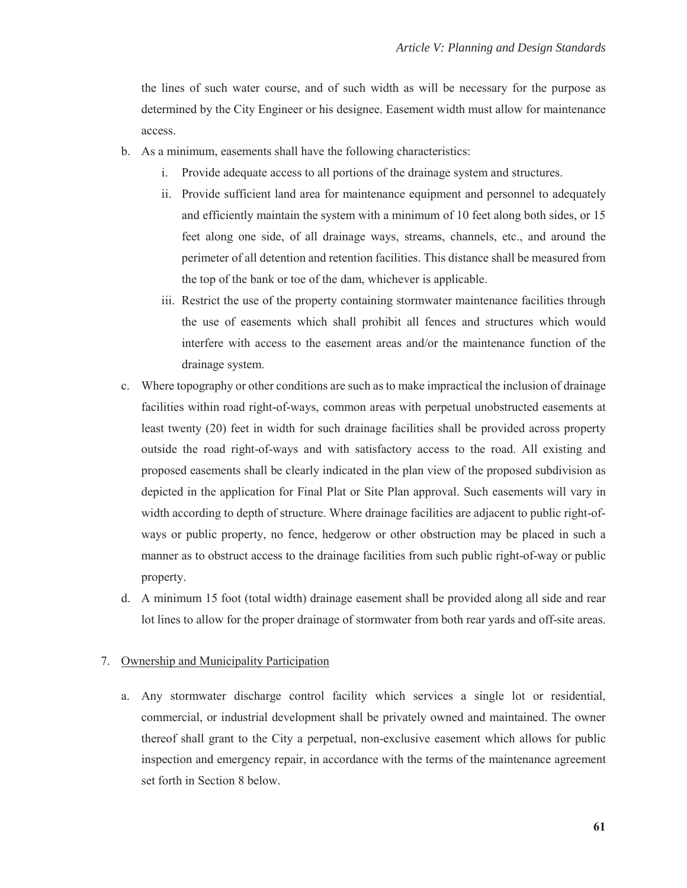the lines of such water course, and of such width as will be necessary for the purpose as determined by the City Engineer or his designee. Easement width must allow for maintenance access.

b. As a minimum, easements shall have the following characteristics:
   i. Provide adequate access to all portions of the drainage system and structures.
   ii. Provide sufficient land area for maintenance equipment and personnel to adequately and efficiently maintain the system with a minimum of 10 feet along both sides, or 15 feet along one side, of all drainage ways, streams, channels, etc., and around the perimeter of all detention and retention facilities. This distance shall be measured from the top of the bank or toe of the dam, whichever is applicable.
   iii. Restrict the use of the property containing stormwater maintenance facilities through the use of easements which shall prohibit all fences and structures which would interfere with access to the easement areas and/or the maintenance function of the drainage system.

c. Where topography or other conditions are such as to make impractical the inclusion of drainage facilities within road right-of-ways, common areas with perpetual unobstructed easements at least twenty (20) feet in width for such drainage facilities shall be provided across property outside the road right-of-ways and with satisfactory access to the road. All existing and proposed easements shall be clearly indicated in the plan view of the proposed subdivision as depicted in the application for Final Plat or Site Plan approval. Such easements will vary in width according to depth of structure. Where drainage facilities are adjacent to public right-of-ways or public property, no fence, hedgerow or other obstruction may be placed in such a manner as to obstruct access to the drainage facilities from such public right-of-way or public property.

d. A minimum 15 foot (total width) drainage easement shall be provided along all side and rear lot lines to allow for the proper drainage of stormwater from both rear yards and off-site areas.

7. Ownership and Municipality Participation

   a. Any stormwater discharge control facility which services a single lot or residential, commercial, or industrial development shall be privately owned and maintained. The owner thereof shall grant to the City a perpetual, non-exclusive easement which allows for public inspection and emergency repair, in accordance with the terms of the maintenance agreement set forth in Section 8 below.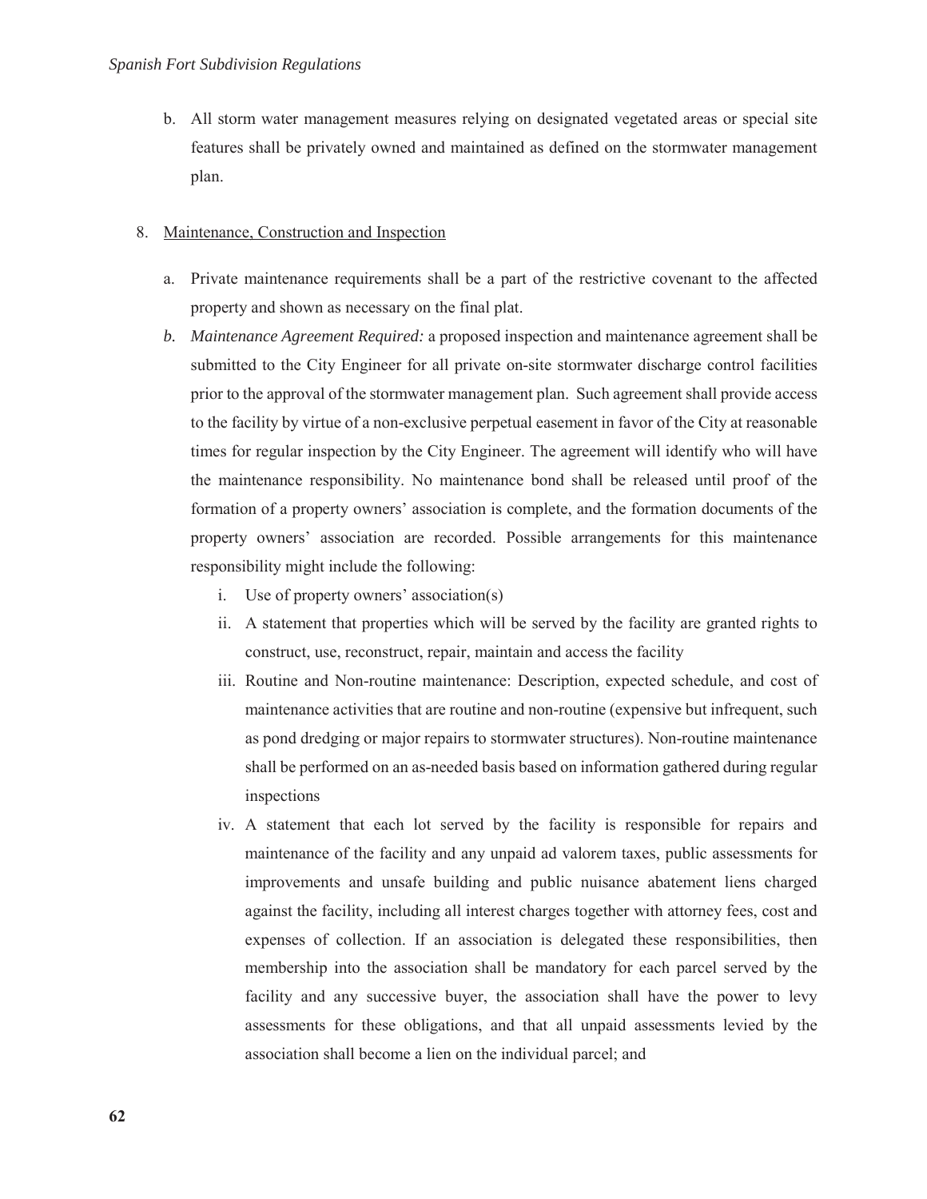b. All storm water management measures relying on designated vegetated areas or special site features shall be privately owned and maintained as defined on the stormwater management plan.

8. Maintenance, Construction and Inspection

   a. Private maintenance requirements shall be a part of the restrictive covenant to the affected property and shown as necessary on the final plat.

   b. *Maintenance Agreement Required:* a proposed inspection and maintenance agreement shall be submitted to the City Engineer for all private on-site stormwater discharge control facilities prior to the approval of the stormwater management plan. Such agreement shall provide access to the facility by virtue of a non-exclusive perpetual easement in favor of the City at reasonable times for regular inspection by the City Engineer. The agreement will identify who will have the maintenance responsibility. No maintenance bond shall be released until proof of the formation of a property owners' association is complete, and the formation documents of the property owners' association are recorded. Possible arrangements for this maintenance responsibility might include the following:

      i. Use of property owners' association(s)

      ii. A statement that properties which will be served by the facility are granted rights to construct, use, reconstruct, repair, maintain and access the facility

      iii. Routine and Non-routine maintenance: Description, expected schedule, and cost of maintenance activities that are routine and non-routine (expensive but infrequent, such as pond dredging or major repairs to stormwater structures). Non-routine maintenance shall be performed on an as-needed basis based on information gathered during regular inspections

      iv. A statement that each lot served by the facility is responsible for repairs and maintenance of the facility and any unpaid ad valorem taxes, public assessments for improvements and unsafe building and public nuisance abatement liens charged against the facility, including all interest charges together with attorney fees, cost and expenses of collection. If an association is delegated these responsibilities, then membership into the association shall be mandatory for each parcel served by the facility and any successive buyer, the association shall have the power to levy assessments for these obligations, and that all unpaid assessments levied by the association shall become a lien on the individual parcel; and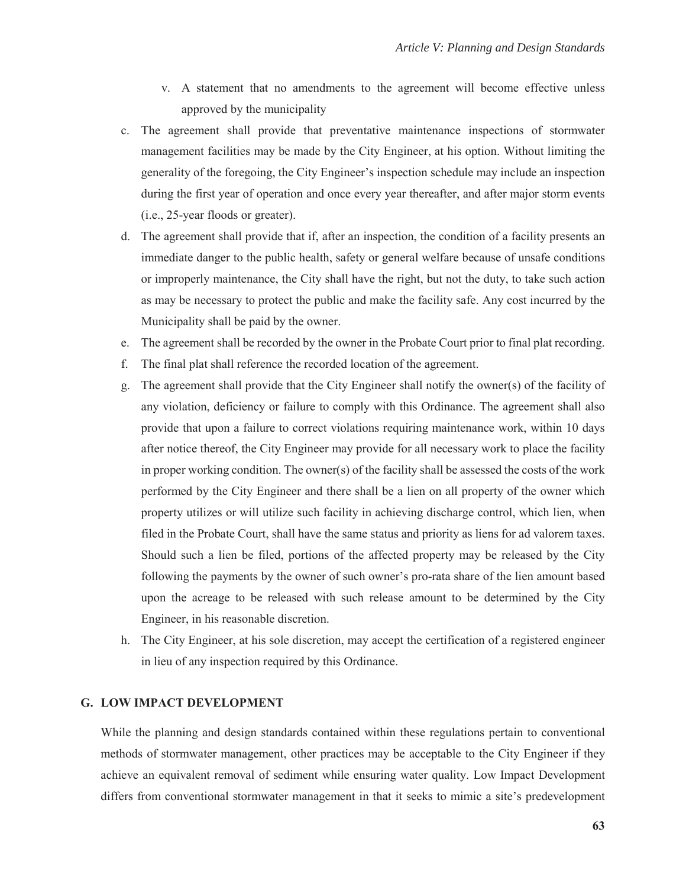v. A statement that no amendments to the agreement will become effective unless approved by the municipality

c. The agreement shall provide that preventative maintenance inspections of stormwater management facilities may be made by the City Engineer, at his option. Without limiting the generality of the foregoing, the City Engineer's inspection schedule may include an inspection during the first year of operation and once every year thereafter, and after major storm events (i.e., 25-year floods or greater).

d. The agreement shall provide that if, after an inspection, the condition of a facility presents an immediate danger to the public health, safety or general welfare because of unsafe conditions or improperly maintenance, the City shall have the right, but not the duty, to take such action as may be necessary to protect the public and make the facility safe. Any cost incurred by the Municipality shall be paid by the owner.

e. The agreement shall be recorded by the owner in the Probate Court prior to final plat recording.

f. The final plat shall reference the recorded location of the agreement.

g. The agreement shall provide that the City Engineer shall notify the owner(s) of the facility of any violation, deficiency or failure to comply with this Ordinance. The agreement shall also provide that upon a failure to correct violations requiring maintenance work, within 10 days after notice thereof, the City Engineer may provide for all necessary work to place the facility in proper working condition. The owner(s) of the facility shall be assessed the costs of the work performed by the City Engineer and there shall be a lien on all property of the owner which property utilizes or will utilize such facility in achieving discharge control, which lien, when filed in the Probate Court, shall have the same status and priority as liens for ad valorem taxes. Should such a lien be filed, portions of the affected property may be released by the City following the payments by the owner of such owner's pro-rata share of the lien amount based upon the acreage to be released with such release amount to be determined by the City Engineer, in his reasonable discretion.

h. The City Engineer, at his sole discretion, may accept the certification of a registered engineer in lieu of any inspection required by this Ordinance.

## G. LOW IMPACT DEVELOPMENT

While the planning and design standards contained within these regulations pertain to conventional methods of stormwater management, other practices may be acceptable to the City Engineer if they achieve an equivalent removal of sediment while ensuring water quality. Low Impact Development differs from conventional stormwater management in that it seeks to mimic a site's predevelopment